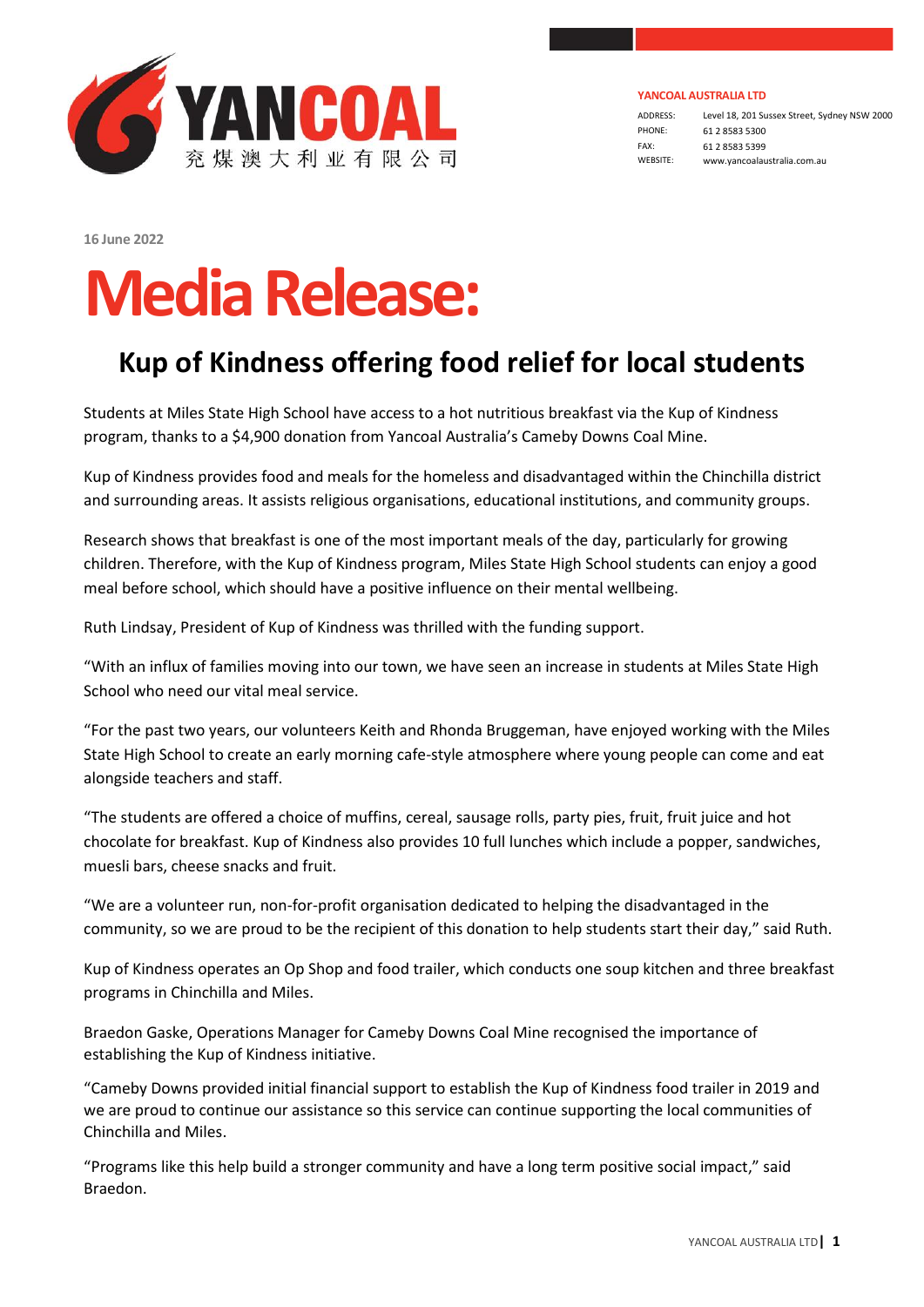**YANCOAL AUSTRALIA LTD**

ADDRESS: Level 18, 201 Sussex Street, Sydney NSW 2000
PHONE: 61 2 8583 5300
FAX: 61 2 8583 5399
WEBSITE: www.yancoalaustralia.com.au

16 June 2022

# Media Release:

## Kup of Kindness offering food relief for local students

Students at Miles State High School have access to a hot nutritious breakfast via the Kup of Kindness program, thanks to a $4,900 donation from Yancoal Australia's Cameby Downs Coal Mine.

Kup of Kindness provides food and meals for the homeless and disadvantaged within the Chinchilla district and surrounding areas. It assists religious organisations, educational institutions, and community groups.

Research shows that breakfast is one of the most important meals of the day, particularly for growing children. Therefore, with the Kup of Kindness program, Miles State High School students can enjoy a good meal before school, which should have a positive influence on their mental wellbeing.

Ruth Lindsay, President of Kup of Kindness was thrilled with the funding support.

"With an influx of families moving into our town, we have seen an increase in students at Miles State High School who need our vital meal service.

"For the past two years, our volunteers Keith and Rhonda Bruggeman, have enjoyed working with the Miles State High School to create an early morning cafe-style atmosphere where young people can come and eat alongside teachers and staff.

"The students are offered a choice of muffins, cereal, sausage rolls, party pies, fruit, fruit juice and hot chocolate for breakfast. Kup of Kindness also provides 10 full lunches which include a popper, sandwiches, muesli bars, cheese snacks and fruit.

"We are a volunteer run, non-for-profit organisation dedicated to helping the disadvantaged in the community, so we are proud to be the recipient of this donation to help students start their day," said Ruth.

Kup of Kindness operates an Op Shop and food trailer, which conducts one soup kitchen and three breakfast programs in Chinchilla and Miles.

Braedon Gaske, Operations Manager for Cameby Downs Coal Mine recognised the importance of establishing the Kup of Kindness initiative.

"Cameby Downs provided initial financial support to establish the Kup of Kindness food trailer in 2019 and we are proud to continue our assistance so this service can continue supporting the local communities of Chinchilla and Miles.

"Programs like this help build a stronger community and have a long term positive social impact," said Braedon.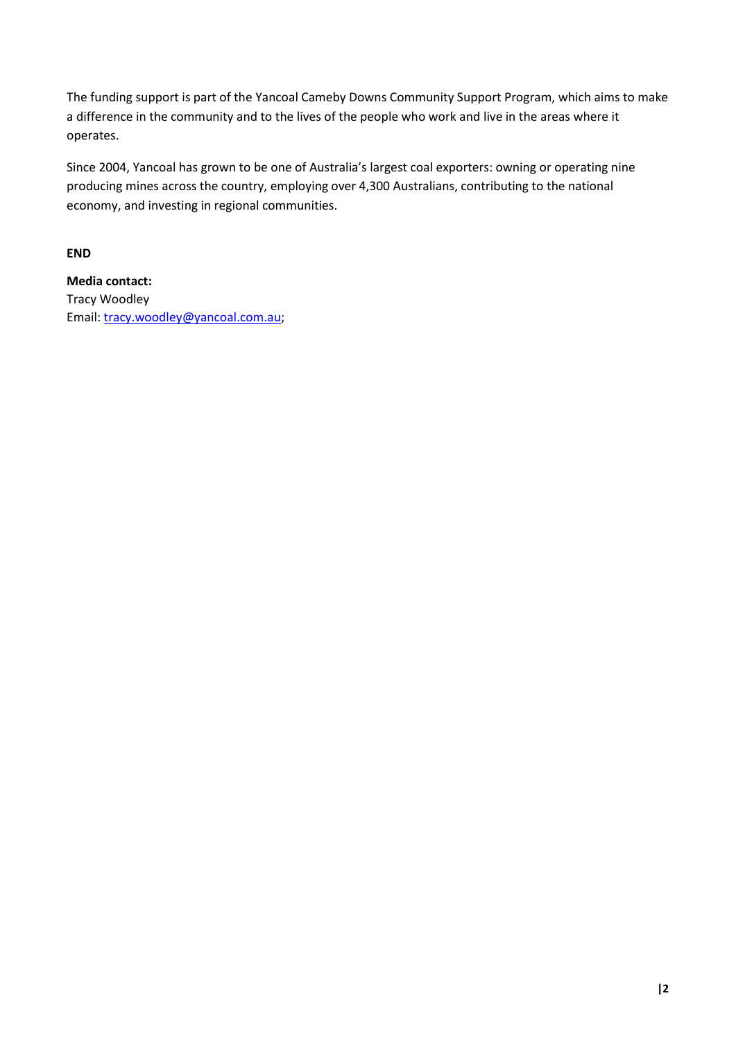The funding support is part of the Yancoal Cameby Downs Community Support Program, which aims to make a difference in the community and to the lives of the people who work and live in the areas where it operates.

Since 2004, Yancoal has grown to be one of Australia's largest coal exporters: owning or operating nine producing mines across the country, employing over 4,300 Australians, contributing to the national economy, and investing in regional communities.

**END**

**Media contact:**
Tracy Woodley
Email: tracy.woodley@yancoal.com.au;